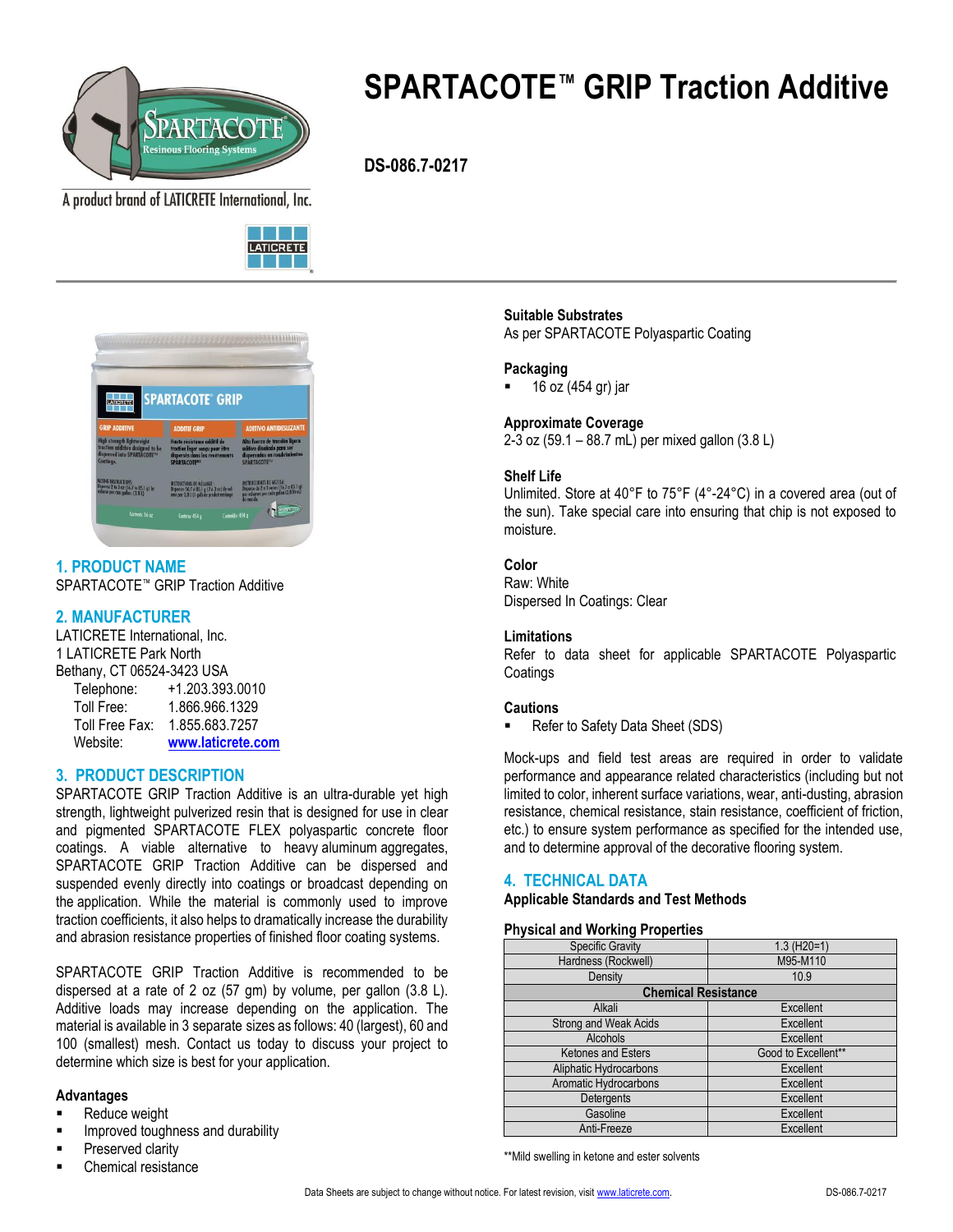# SPARTACOTE™ GRIP Traction Additive

**DS-086.7-0217**

A product brand of LATICRETE International, Inc.

## 1. PRODUCT NAME

SPARTACOTE™ GRIP Traction Additive

## 2. MANUFACTURER

LATICRETE International, Inc.
1 LATICRETE Park North
Bethany, CT 06524-3423 USA

Telephone: +1.203.393.0010
Toll Free: 1.866.966.1329
Toll Free Fax: 1.855.683.7257
Website: www.laticrete.com

## 3. PRODUCT DESCRIPTION

SPARTACOTE GRIP Traction Additive is an ultra-durable yet high strength, lightweight pulverized resin that is designed for use in clear and pigmented SPARTACOTE FLEX polyaspartic concrete floor coatings. A viable alternative to heavy aluminum aggregates, SPARTACOTE GRIP Traction Additive can be dispersed and suspended evenly directly into coatings or broadcast depending on the application. While the material is commonly used to improve traction coefficients, it also helps to dramatically increase the durability and abrasion resistance properties of finished floor coating systems.

SPARTACOTE GRIP Traction Additive is recommended to be dispersed at a rate of 2 oz (57 gm) by volume, per gallon (3.8 L). Additive loads may increase depending on the application. The material is available in 3 separate sizes as follows: 40 (largest), 60 and 100 (smallest) mesh. Contact us today to discuss your project to determine which size is best for your application.

### Advantages

- Reduce weight
- Improved toughness and durability
- Preserved clarity
- Chemical resistance

### Suitable Substrates

As per SPARTACOTE Polyaspartic Coating

### Packaging

- 16 oz (454 gr) jar

### Approximate Coverage

2-3 oz (59.1 – 88.7 mL) per mixed gallon (3.8 L)

### Shelf Life

Unlimited. Store at 40°F to 75°F (4°-24°C) in a covered area (out of the sun). Take special care into ensuring that chip is not exposed to moisture.

### Color

Raw: White
Dispersed In Coatings: Clear

### Limitations

Refer to data sheet for applicable SPARTACOTE Polyaspartic Coatings

### Cautions

- Refer to Safety Data Sheet (SDS)

Mock-ups and field test areas are required in order to validate performance and appearance related characteristics (including but not limited to color, inherent surface variations, wear, anti-dusting, abrasion resistance, chemical resistance, stain resistance, coefficient of friction, etc.) to ensure system performance as specified for the intended use, and to determine approval of the decorative flooring system.

## 4. TECHNICAL DATA

### Applicable Standards and Test Methods

### Physical and Working Properties

| Property | Value |
|---|---|
| Specific Gravity | 1.3 ($H_2O$=1) |
| Hardness (Rockwell) | M95-M110 |
| Density | 10.9 |
| **Chemical Resistance** | |
| Alkali | Excellent |
| Strong and Weak Acids | Excellent |
| Alcohols | Excellent |
| Ketones and Esters | Good to Excellent** |
| Aliphatic Hydrocarbons | Excellent |
| Aromatic Hydrocarbons | Excellent |
| Detergents | Excellent |
| Gasoline | Excellent |
| Anti-Freeze | Excellent |

**Mild swelling in ketone and ester solvents

Data Sheets are subject to change without notice. For latest revision, visit www.laticrete.com.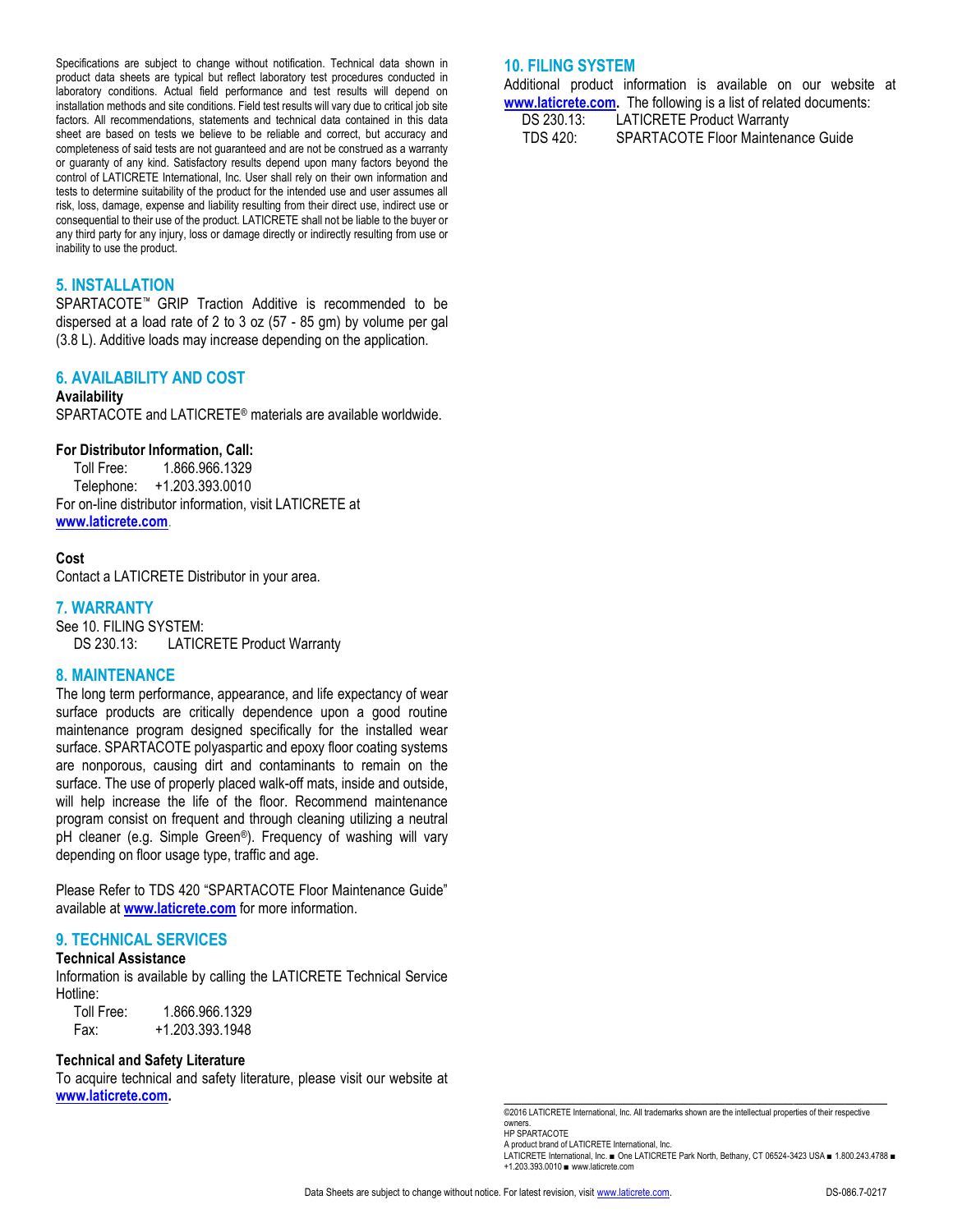Specifications are subject to change without notification. Technical data shown in product data sheets are typical but reflect laboratory test procedures conducted in laboratory conditions. Actual field performance and test results will depend on installation methods and site conditions. Field test results will vary due to critical job site factors. All recommendations, statements and technical data contained in this data sheet are based on tests we believe to be reliable and correct, but accuracy and completeness of said tests are not guaranteed and are not be construed as a warranty or guaranty of any kind. Satisfactory results depend upon many factors beyond the control of LATICRETE International, Inc. User shall rely on their own information and tests to determine suitability of the product for the intended use and user assumes all risk, loss, damage, expense and liability resulting from their direct use, indirect use or consequential to their use of the product. LATICRETE shall not be liable to the buyer or any third party for any injury, loss or damage directly or indirectly resulting from use or inability to use the product.

## 5. INSTALLATION

SPARTACOTE™ GRIP Traction Additive is recommended to be dispersed at a load rate of 2 to 3 oz (57 - 85 gm) by volume per gal (3.8 L). Additive loads may increase depending on the application.

## 6. AVAILABILITY AND COST

**Availability**

SPARTACOTE and LATICRETE® materials are available worldwide.

**For Distributor Information, Call:**

Toll Free: 1.866.966.1329
Telephone: +1.203.393.0010

For on-line distributor information, visit LATICRETE at **www.laticrete.com**.

**Cost**

Contact a LATICRETE Distributor in your area.

## 7. WARRANTY

See 10. FILING SYSTEM:
DS 230.13: LATICRETE Product Warranty

## 8. MAINTENANCE

The long term performance, appearance, and life expectancy of wear surface products are critically dependence upon a good routine maintenance program designed specifically for the installed wear surface. SPARTACOTE polyaspartic and epoxy floor coating systems are nonporous, causing dirt and contaminants to remain on the surface. The use of properly placed walk-off mats, inside and outside, will help increase the life of the floor. Recommend maintenance program consist on frequent and through cleaning utilizing a neutral pH cleaner (e.g. Simple Green®). Frequency of washing will vary depending on floor usage type, traffic and age.

Please Refer to TDS 420 "SPARTACOTE Floor Maintenance Guide" available at **www.laticrete.com** for more information.

## 9. TECHNICAL SERVICES

**Technical Assistance**

Information is available by calling the LATICRETE Technical Service Hotline:

Toll Free: 1.866.966.1329
Fax: +1.203.393.1948

**Technical and Safety Literature**

To acquire technical and safety literature, please visit our website at **www.laticrete.com.**

## 10. FILING SYSTEM

Additional product information is available on our website at **www.laticrete.com.** The following is a list of related documents:

DS 230.13: LATICRETE Product Warranty
TDS 420: SPARTACOTE Floor Maintenance Guide

©2016 LATICRETE International, Inc. All trademarks shown are the intellectual properties of their respective owners.
HP SPARTACOTE
A product brand of LATICRETE International, Inc.
LATICRETE International, Inc. ■ One LATICRETE Park North, Bethany, CT 06524-3423 USA ■ 1.800.243.4788 ■ +1.203.393.0010 ■ www.laticrete.com

Data Sheets are subject to change without notice. For latest revision, visit www.laticrete.com.

DS-086.7-0217